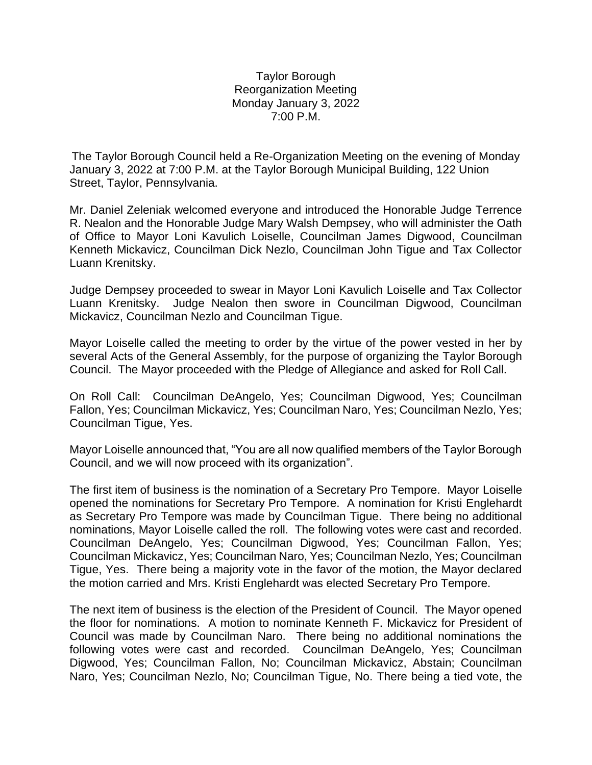Taylor Borough
Reorganization Meeting
Monday January 3, 2022
7:00 P.M.

The Taylor Borough Council held a Re-Organization Meeting on the evening of Monday January 3, 2022 at 7:00 P.M. at the Taylor Borough Municipal Building, 122 Union Street, Taylor, Pennsylvania.

Mr. Daniel Zeleniak welcomed everyone and introduced the Honorable Judge Terrence R. Nealon and the Honorable Judge Mary Walsh Dempsey, who will administer the Oath of Office to Mayor Loni Kavulich Loiselle, Councilman James Digwood, Councilman Kenneth Mickavicz, Councilman Dick Nezlo, Councilman John Tigue and Tax Collector Luann Krenitsky.

Judge Dempsey proceeded to swear in Mayor Loni Kavulich Loiselle and Tax Collector Luann Krenitsky. Judge Nealon then swore in Councilman Digwood, Councilman Mickavicz, Councilman Nezlo and Councilman Tigue.

Mayor Loiselle called the meeting to order by the virtue of the power vested in her by several Acts of the General Assembly, for the purpose of organizing the Taylor Borough Council. The Mayor proceeded with the Pledge of Allegiance and asked for Roll Call.

On Roll Call: Councilman DeAngelo, Yes; Councilman Digwood, Yes; Councilman Fallon, Yes; Councilman Mickavicz, Yes; Councilman Naro, Yes; Councilman Nezlo, Yes; Councilman Tigue, Yes.

Mayor Loiselle announced that, "You are all now qualified members of the Taylor Borough Council, and we will now proceed with its organization".

The first item of business is the nomination of a Secretary Pro Tempore. Mayor Loiselle opened the nominations for Secretary Pro Tempore. A nomination for Kristi Englehardt as Secretary Pro Tempore was made by Councilman Tigue. There being no additional nominations, Mayor Loiselle called the roll. The following votes were cast and recorded. Councilman DeAngelo, Yes; Councilman Digwood, Yes; Councilman Fallon, Yes; Councilman Mickavicz, Yes; Councilman Naro, Yes; Councilman Nezlo, Yes; Councilman Tigue, Yes. There being a majority vote in the favor of the motion, the Mayor declared the motion carried and Mrs. Kristi Englehardt was elected Secretary Pro Tempore.

The next item of business is the election of the President of Council. The Mayor opened the floor for nominations. A motion to nominate Kenneth F. Mickavicz for President of Council was made by Councilman Naro. There being no additional nominations the following votes were cast and recorded. Councilman DeAngelo, Yes; Councilman Digwood, Yes; Councilman Fallon, No; Councilman Mickavicz, Abstain; Councilman Naro, Yes; Councilman Nezlo, No; Councilman Tigue, No. There being a tied vote, the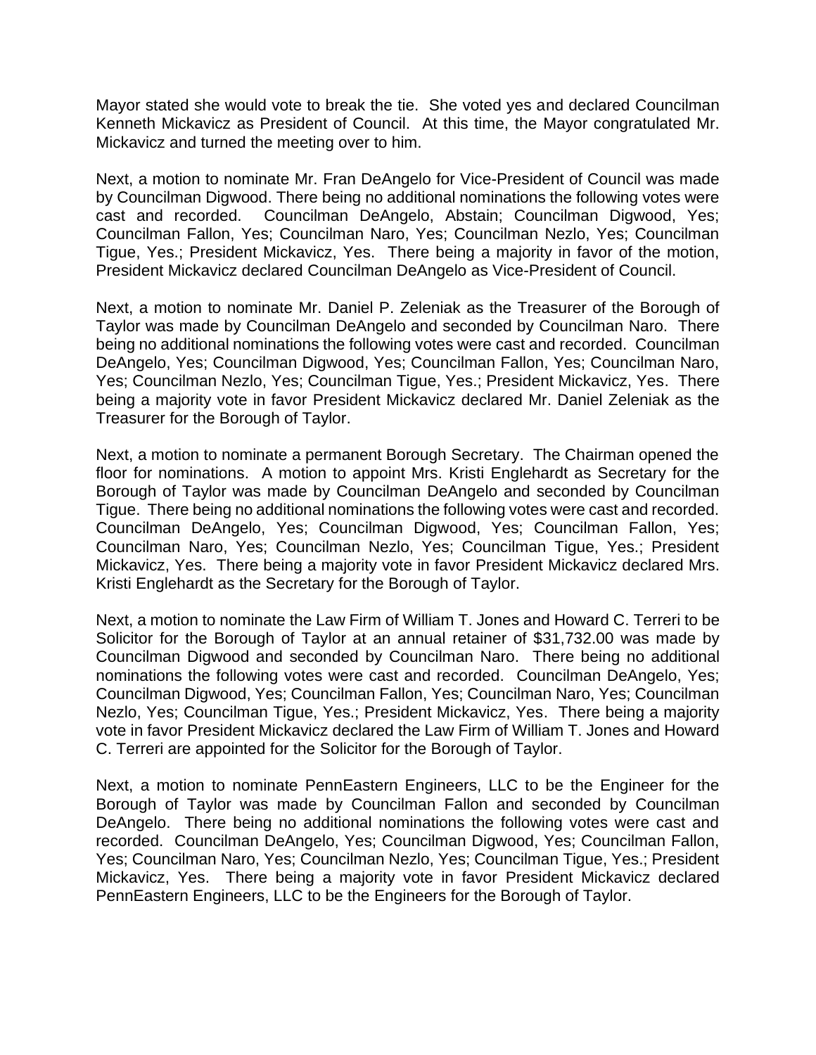Mayor stated she would vote to break the tie. She voted yes and declared Councilman Kenneth Mickavicz as President of Council. At this time, the Mayor congratulated Mr. Mickavicz and turned the meeting over to him.

Next, a motion to nominate Mr. Fran DeAngelo for Vice-President of Council was made by Councilman Digwood. There being no additional nominations the following votes were cast and recorded. Councilman DeAngelo, Abstain; Councilman Digwood, Yes; Councilman Fallon, Yes; Councilman Naro, Yes; Councilman Nezlo, Yes; Councilman Tigue, Yes.; President Mickavicz, Yes. There being a majority in favor of the motion, President Mickavicz declared Councilman DeAngelo as Vice-President of Council.

Next, a motion to nominate Mr. Daniel P. Zeleniak as the Treasurer of the Borough of Taylor was made by Councilman DeAngelo and seconded by Councilman Naro. There being no additional nominations the following votes were cast and recorded. Councilman DeAngelo, Yes; Councilman Digwood, Yes; Councilman Fallon, Yes; Councilman Naro, Yes; Councilman Nezlo, Yes; Councilman Tigue, Yes.; President Mickavicz, Yes. There being a majority vote in favor President Mickavicz declared Mr. Daniel Zeleniak as the Treasurer for the Borough of Taylor.

Next, a motion to nominate a permanent Borough Secretary. The Chairman opened the floor for nominations. A motion to appoint Mrs. Kristi Englehardt as Secretary for the Borough of Taylor was made by Councilman DeAngelo and seconded by Councilman Tigue. There being no additional nominations the following votes were cast and recorded. Councilman DeAngelo, Yes; Councilman Digwood, Yes; Councilman Fallon, Yes; Councilman Naro, Yes; Councilman Nezlo, Yes; Councilman Tigue, Yes.; President Mickavicz, Yes. There being a majority vote in favor President Mickavicz declared Mrs. Kristi Englehardt as the Secretary for the Borough of Taylor.

Next, a motion to nominate the Law Firm of William T. Jones and Howard C. Terreri to be Solicitor for the Borough of Taylor at an annual retainer of $31,732.00 was made by Councilman Digwood and seconded by Councilman Naro. There being no additional nominations the following votes were cast and recorded. Councilman DeAngelo, Yes; Councilman Digwood, Yes; Councilman Fallon, Yes; Councilman Naro, Yes; Councilman Nezlo, Yes; Councilman Tigue, Yes.; President Mickavicz, Yes. There being a majority vote in favor President Mickavicz declared the Law Firm of William T. Jones and Howard C. Terreri are appointed for the Solicitor for the Borough of Taylor.

Next, a motion to nominate PennEastern Engineers, LLC to be the Engineer for the Borough of Taylor was made by Councilman Fallon and seconded by Councilman DeAngelo. There being no additional nominations the following votes were cast and recorded. Councilman DeAngelo, Yes; Councilman Digwood, Yes; Councilman Fallon, Yes; Councilman Naro, Yes; Councilman Nezlo, Yes; Councilman Tigue, Yes.; President Mickavicz, Yes. There being a majority vote in favor President Mickavicz declared PennEastern Engineers, LLC to be the Engineers for the Borough of Taylor.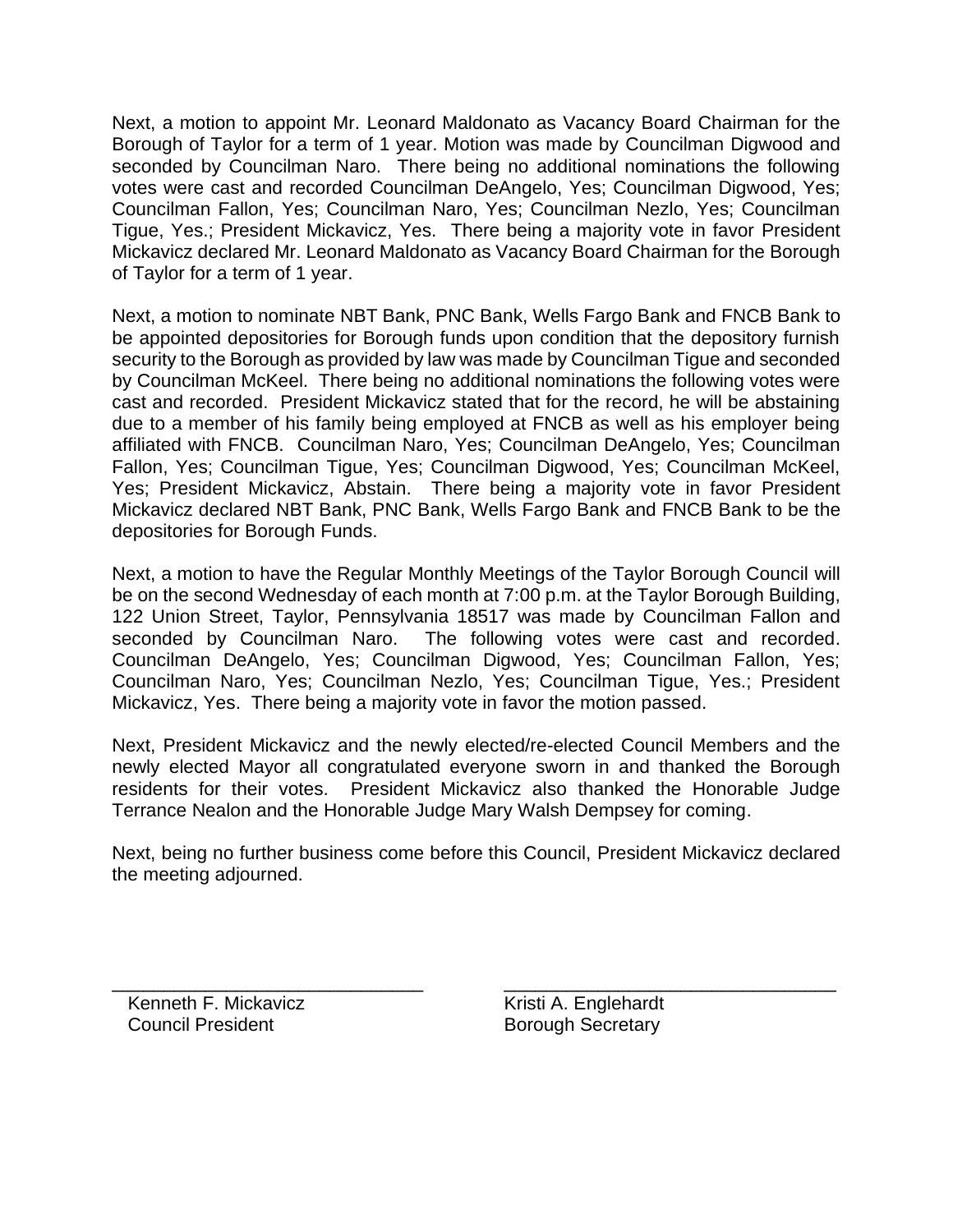Next, a motion to appoint Mr. Leonard Maldonato as Vacancy Board Chairman for the Borough of Taylor for a term of 1 year. Motion was made by Councilman Digwood and seconded by Councilman Naro. There being no additional nominations the following votes were cast and recorded Councilman DeAngelo, Yes; Councilman Digwood, Yes; Councilman Fallon, Yes; Councilman Naro, Yes; Councilman Nezlo, Yes; Councilman Tigue, Yes.; President Mickavicz, Yes. There being a majority vote in favor President Mickavicz declared Mr. Leonard Maldonato as Vacancy Board Chairman for the Borough of Taylor for a term of 1 year.

Next, a motion to nominate NBT Bank, PNC Bank, Wells Fargo Bank and FNCB Bank to be appointed depositories for Borough funds upon condition that the depository furnish security to the Borough as provided by law was made by Councilman Tigue and seconded by Councilman McKeel. There being no additional nominations the following votes were cast and recorded. President Mickavicz stated that for the record, he will be abstaining due to a member of his family being employed at FNCB as well as his employer being affiliated with FNCB. Councilman Naro, Yes; Councilman DeAngelo, Yes; Councilman Fallon, Yes; Councilman Tigue, Yes; Councilman Digwood, Yes; Councilman McKeel, Yes; President Mickavicz, Abstain. There being a majority vote in favor President Mickavicz declared NBT Bank, PNC Bank, Wells Fargo Bank and FNCB Bank to be the depositories for Borough Funds.

Next, a motion to have the Regular Monthly Meetings of the Taylor Borough Council will be on the second Wednesday of each month at 7:00 p.m. at the Taylor Borough Building, 122 Union Street, Taylor, Pennsylvania 18517 was made by Councilman Fallon and seconded by Councilman Naro. The following votes were cast and recorded. Councilman DeAngelo, Yes; Councilman Digwood, Yes; Councilman Fallon, Yes; Councilman Naro, Yes; Councilman Nezlo, Yes; Councilman Tigue, Yes.; President Mickavicz, Yes. There being a majority vote in favor the motion passed.

Next, President Mickavicz and the newly elected/re-elected Council Members and the newly elected Mayor all congratulated everyone sworn in and thanked the Borough residents for their votes. President Mickavicz also thanked the Honorable Judge Terrance Nealon and the Honorable Judge Mary Walsh Dempsey for coming.

Next, being no further business come before this Council, President Mickavicz declared the meeting adjourned.

| | |
|---|---|
| ______________________________ | ________________________________ |
| Kenneth F. Mickavicz | Kristi A. Englehardt |
| Council President | Borough Secretary |